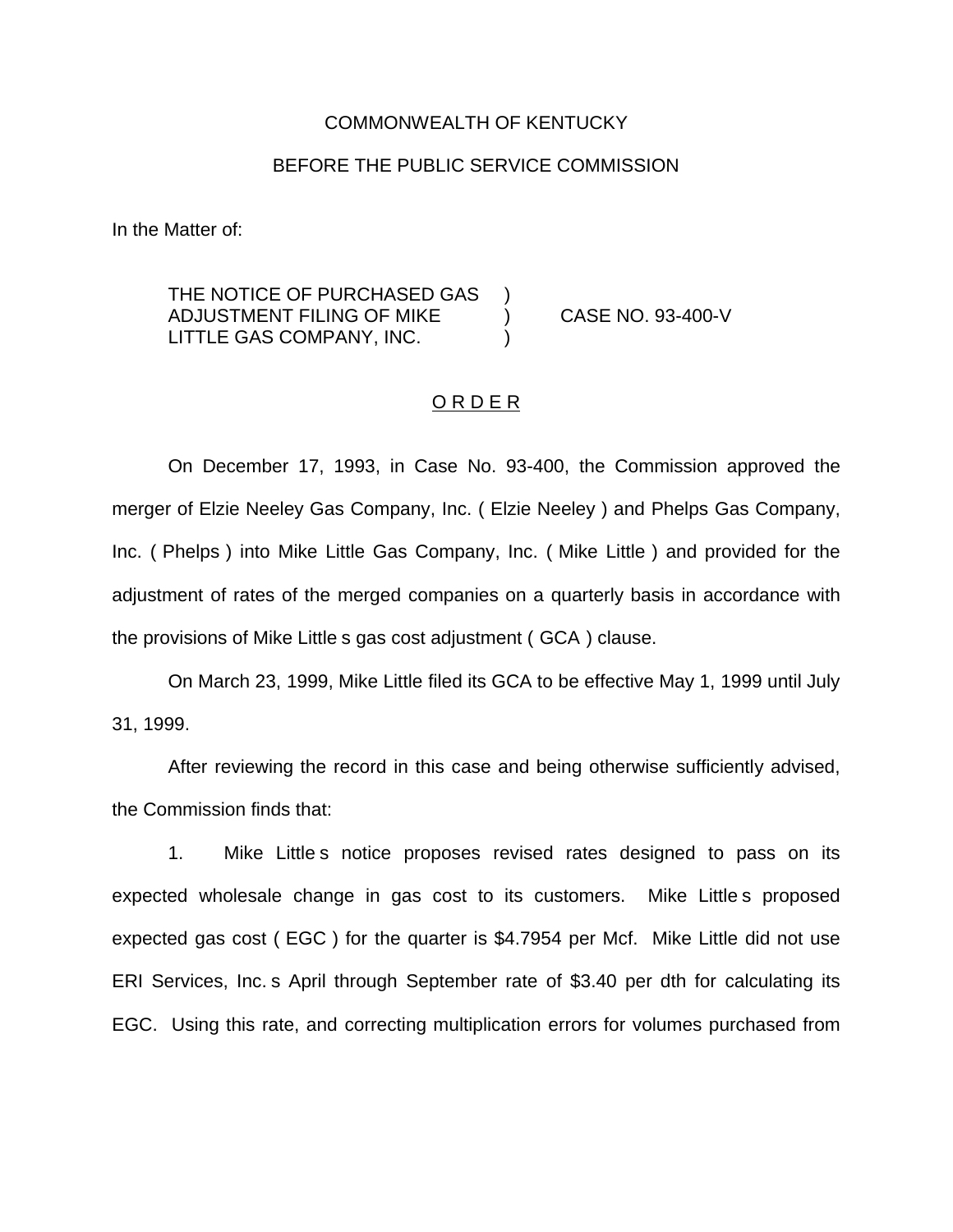COMMONWEALTH OF KENTUCKY

BEFORE THE PUBLIC SERVICE COMMISSION

In the Matter of:

| | | |
|---|---|---|
| THE NOTICE OF PURCHASED GAS ADJUSTMENT FILING OF MIKE LITTLE GAS COMPANY, INC. | ) ) ) | CASE NO. 93-400-V |

## O R D E R

On December 17, 1993, in Case No. 93-400, the Commission approved the merger of Elzie Neeley Gas Company, Inc. ( Elzie Neeley ) and Phelps Gas Company, Inc. ( Phelps ) into Mike Little Gas Company, Inc. ( Mike Little ) and provided for the adjustment of rates of the merged companies on a quarterly basis in accordance with the provisions of Mike Little s gas cost adjustment ( GCA ) clause.

On March 23, 1999, Mike Little filed its GCA to be effective May 1, 1999 until July 31, 1999.

After reviewing the record in this case and being otherwise sufficiently advised, the Commission finds that:

1. Mike Little s notice proposes revised rates designed to pass on its expected wholesale change in gas cost to its customers. Mike Little s proposed expected gas cost ( EGC ) for the quarter is $4.7954 per Mcf. Mike Little did not use ERI Services, Inc. s April through September rate of $3.40 per dth for calculating its EGC. Using this rate, and correcting multiplication errors for volumes purchased from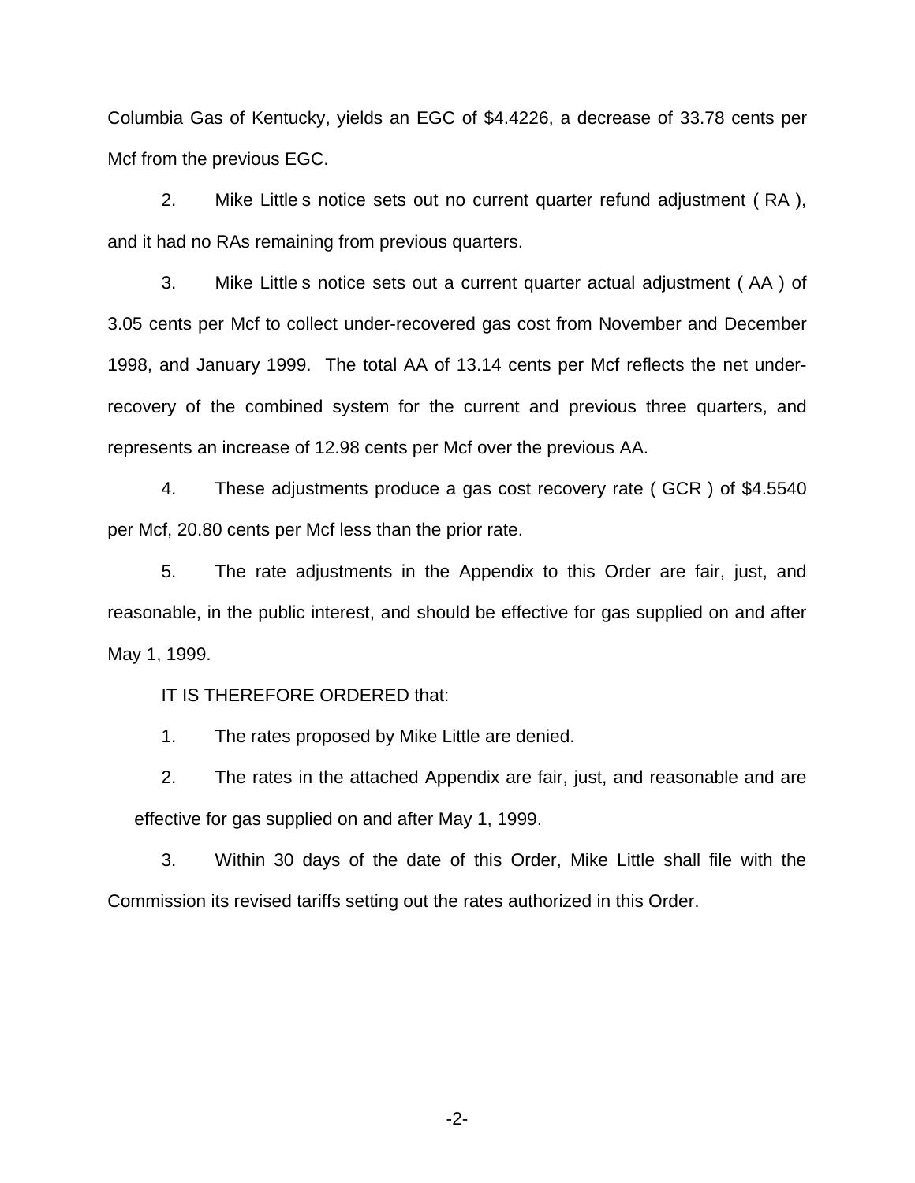Columbia Gas of Kentucky, yields an EGC of $4.4226, a decrease of 33.78 cents per Mcf from the previous EGC.

2. Mike Little s notice sets out no current quarter refund adjustment ( RA ), and it had no RAs remaining from previous quarters.

3. Mike Little s notice sets out a current quarter actual adjustment ( AA ) of 3.05 cents per Mcf to collect under-recovered gas cost from November and December 1998, and January 1999. The total AA of 13.14 cents per Mcf reflects the net under-recovery of the combined system for the current and previous three quarters, and represents an increase of 12.98 cents per Mcf over the previous AA.

4. These adjustments produce a gas cost recovery rate ( GCR ) of $4.5540 per Mcf, 20.80 cents per Mcf less than the prior rate.

5. The rate adjustments in the Appendix to this Order are fair, just, and reasonable, in the public interest, and should be effective for gas supplied on and after May 1, 1999.

IT IS THEREFORE ORDERED that:

1. The rates proposed by Mike Little are denied.

2. The rates in the attached Appendix are fair, just, and reasonable and are effective for gas supplied on and after May 1, 1999.

3. Within 30 days of the date of this Order, Mike Little shall file with the Commission its revised tariffs setting out the rates authorized in this Order.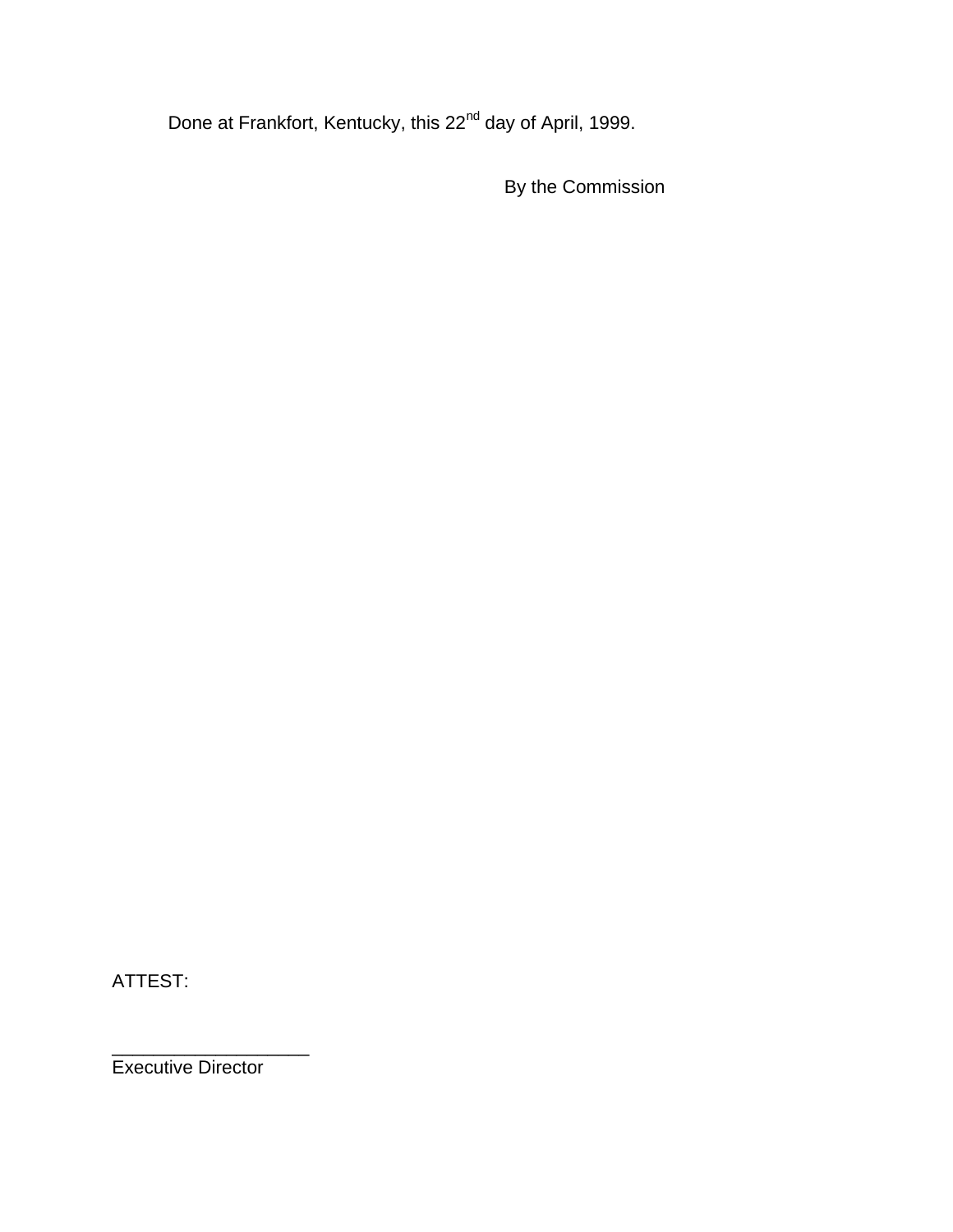Done at Frankfort, Kentucky, this 22nd day of April, 1999.

By the Commission

ATTEST:

___________________
Executive Director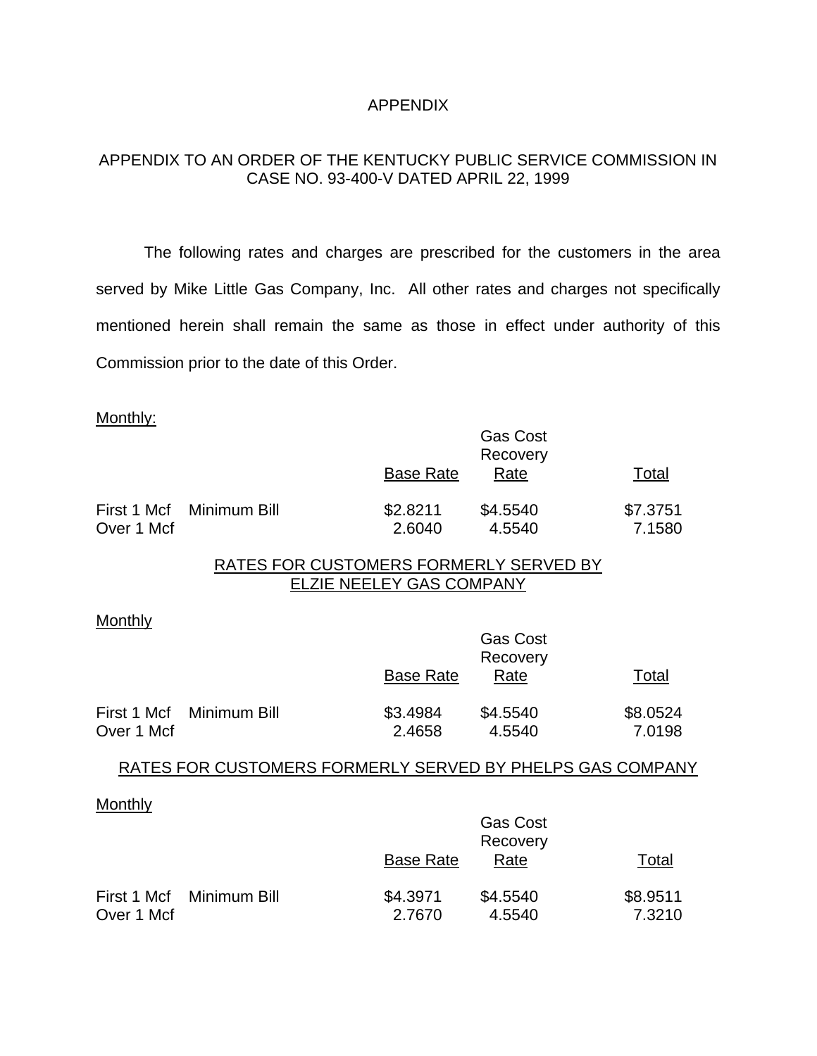# APPENDIX

APPENDIX TO AN ORDER OF THE KENTUCKY PUBLIC SERVICE COMMISSION IN CASE NO. 93-400-V DATED APRIL 22, 1999

The following rates and charges are prescribed for the customers in the area served by Mike Little Gas Company, Inc. All other rates and charges not specifically mentioned herein shall remain the same as those in effect under authority of this Commission prior to the date of this Order.

Monthly:

| | | Base Rate | Gas Cost Recovery Rate | Total |
|---|---|---|---|---|
| First 1 Mcf | Minimum Bill | $2.8211 | $4.5540 | $7.3751 |
| Over 1 Mcf | | 2.6040 | 4.5540 | 7.1580 |

## RATES FOR CUSTOMERS FORMERLY SERVED BY ELZIE NEELEY GAS COMPANY

Monthly

| | | Base Rate | Gas Cost Recovery Rate | Total |
|---|---|---|---|---|
| First 1 Mcf | Minimum Bill | $3.4984 | $4.5540 | $8.0524 |
| Over 1 Mcf | | 2.4658 | 4.5540 | 7.0198 |

## RATES FOR CUSTOMERS FORMERLY SERVED BY PHELPS GAS COMPANY

Monthly

| | | Base Rate | Gas Cost Recovery Rate | Total |
|---|---|---|---|---|
| First 1 Mcf | Minimum Bill | $4.3971 | $4.5540 | $8.9511 |
| Over 1 Mcf | | 2.7670 | 4.5540 | 7.3210 |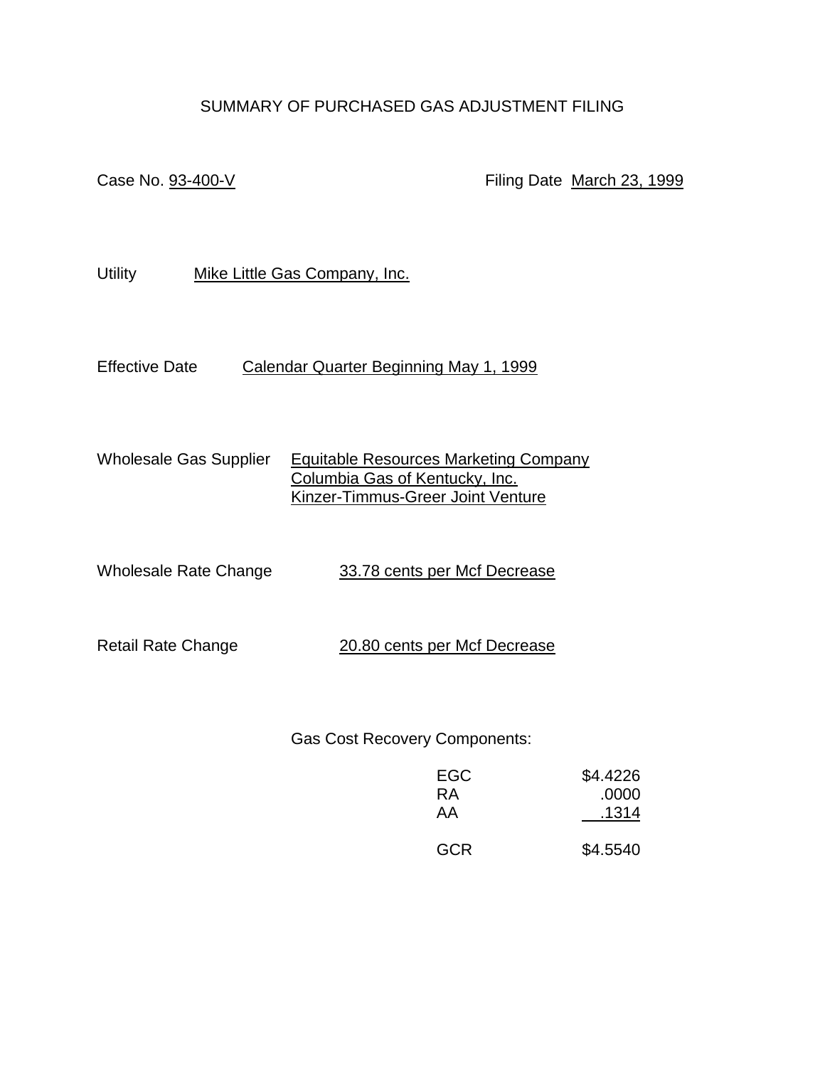# SUMMARY OF PURCHASED GAS ADJUSTMENT FILING

Case No. 93-400-V

Filing Date March 23, 1999

Utility Mike Little Gas Company, Inc.

Effective Date Calendar Quarter Beginning May 1, 1999

Wholesale Gas Supplier Equitable Resources Marketing Company
Columbia Gas of Kentucky, Inc.
Kinzer-Timmus-Greer Joint Venture

Wholesale Rate Change 33.78 cents per Mcf Decrease

Retail Rate Change 20.80 cents per Mcf Decrease

Gas Cost Recovery Components:

| | |
|---|---|
| EGC | $4.4226 |
| RA | .0000 |
| AA | .1314 |
| GCR | $4.5540 |